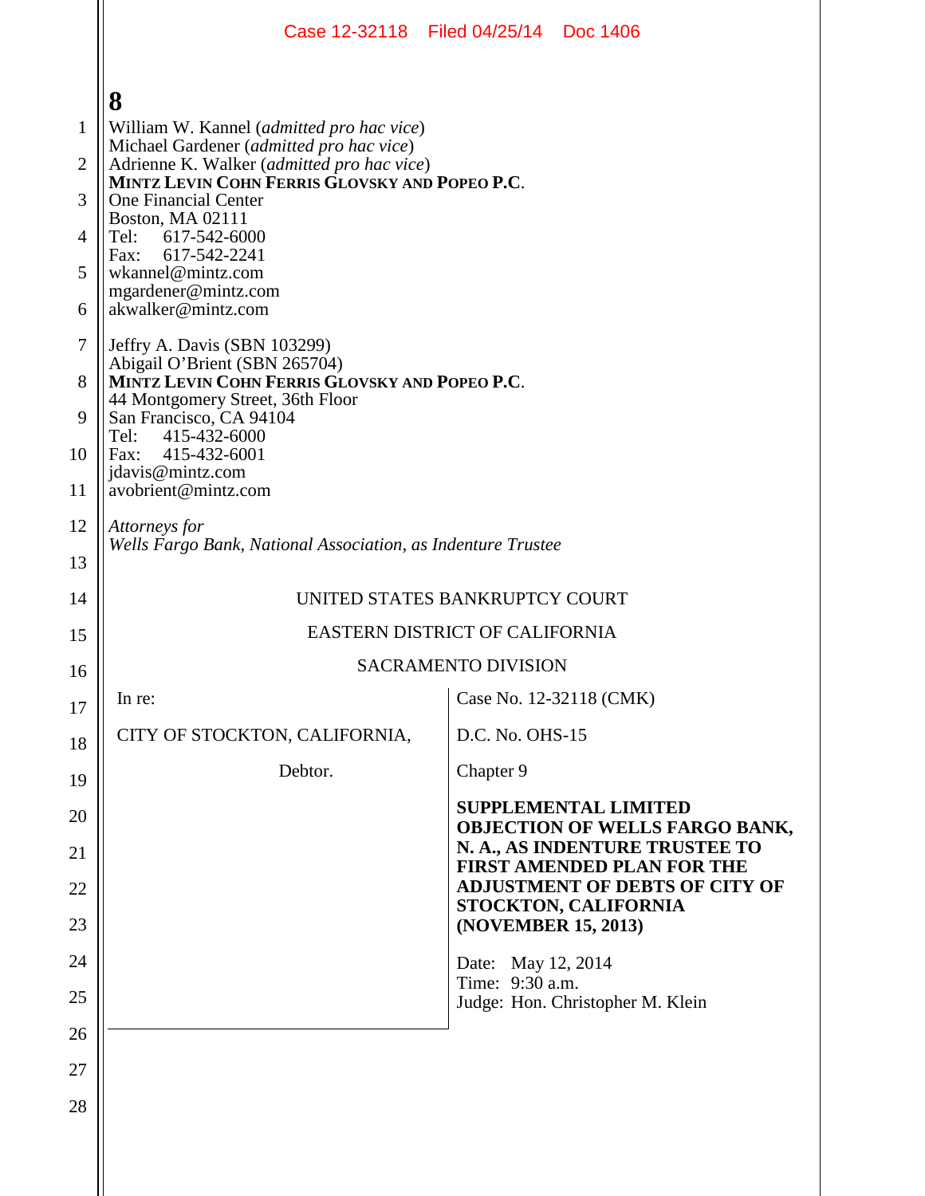**8**

William W. Kannel (*admitted pro hac vice*)
Michael Gardener (*admitted pro hac vice*)
Adrienne K. Walker (*admitted pro hac vice*)
**MINTZ LEVIN COHN FERRIS GLOVSKY AND POPEO P.C.**
One Financial Center
Boston, MA 02111
Tel: 617-542-6000
Fax: 617-542-2241
wkannel@mintz.com
mgardener@mintz.com
akwalker@mintz.com

Jeffry A. Davis (SBN 103299)
Abigail O'Brient (SBN 265704)
**MINTZ LEVIN COHN FERRIS GLOVSKY AND POPEO P.C.**
44 Montgomery Street, 36th Floor
San Francisco, CA 94104
Tel: 415-432-6000
Fax: 415-432-6001
jdavis@mintz.com
avobrient@mintz.com

*Attorneys for*
*Wells Fargo Bank, National Association, as Indenture Trustee*

UNITED STATES BANKRUPTCY COURT

EASTERN DISTRICT OF CALIFORNIA

SACRAMENTO DIVISION

| | |
|---|---|
| In re: | Case No. 12-32118 (CMK) |
| CITY OF STOCKTON, CALIFORNIA, | D.C. No. OHS-15 |
| Debtor. | Chapter 9 |
| | **SUPPLEMENTAL LIMITED OBJECTION OF WELLS FARGO BANK, N. A., AS INDENTURE TRUSTEE TO FIRST AMENDED PLAN FOR THE ADJUSTMENT OF DEBTS OF CITY OF STOCKTON, CALIFORNIA (NOVEMBER 15, 2013)** |
| | Date: May 12, 2014<br>Time: 9:30 a.m.<br>Judge: Hon. Christopher M. Klein |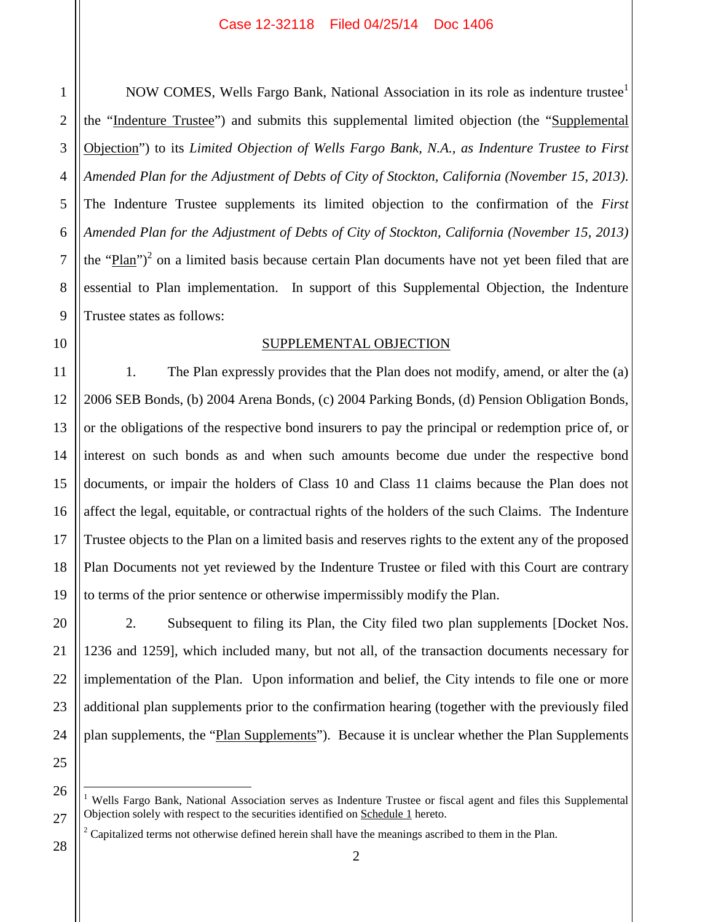NOW COMES, Wells Fargo Bank, National Association in its role as indenture trustee[1] the "Indenture Trustee") and submits this supplemental limited objection (the "Supplemental Objection") to its *Limited Objection of Wells Fargo Bank, N.A., as Indenture Trustee to First Amended Plan for the Adjustment of Debts of City of Stockton, California (November 15, 2013)*. The Indenture Trustee supplements its limited objection to the confirmation of the *First Amended Plan for the Adjustment of Debts of City of Stockton, California (November 15, 2013)* the "Plan")[2] on a limited basis because certain Plan documents have not yet been filed that are essential to Plan implementation. In support of this Supplemental Objection, the Indenture Trustee states as follows:

## SUPPLEMENTAL OBJECTION

1. The Plan expressly provides that the Plan does not modify, amend, or alter the (a) 2006 SEB Bonds, (b) 2004 Arena Bonds, (c) 2004 Parking Bonds, (d) Pension Obligation Bonds, or the obligations of the respective bond insurers to pay the principal or redemption price of, or interest on such bonds as and when such amounts become due under the respective bond documents, or impair the holders of Class 10 and Class 11 claims because the Plan does not affect the legal, equitable, or contractual rights of the holders of the such Claims. The Indenture Trustee objects to the Plan on a limited basis and reserves rights to the extent any of the proposed Plan Documents not yet reviewed by the Indenture Trustee or filed with this Court are contrary to terms of the prior sentence or otherwise impermissibly modify the Plan.

2. Subsequent to filing its Plan, the City filed two plan supplements [Docket Nos. 1236 and 1259], which included many, but not all, of the transaction documents necessary for implementation of the Plan. Upon information and belief, the City intends to file one or more additional plan supplements prior to the confirmation hearing (together with the previously filed plan supplements, the "Plan Supplements"). Because it is unclear whether the Plan Supplements

---

[1] Wells Fargo Bank, National Association serves as Indenture Trustee or fiscal agent and files this Supplemental Objection solely with respect to the securities identified on Schedule 1 hereto.

[2] Capitalized terms not otherwise defined herein shall have the meanings ascribed to them in the Plan.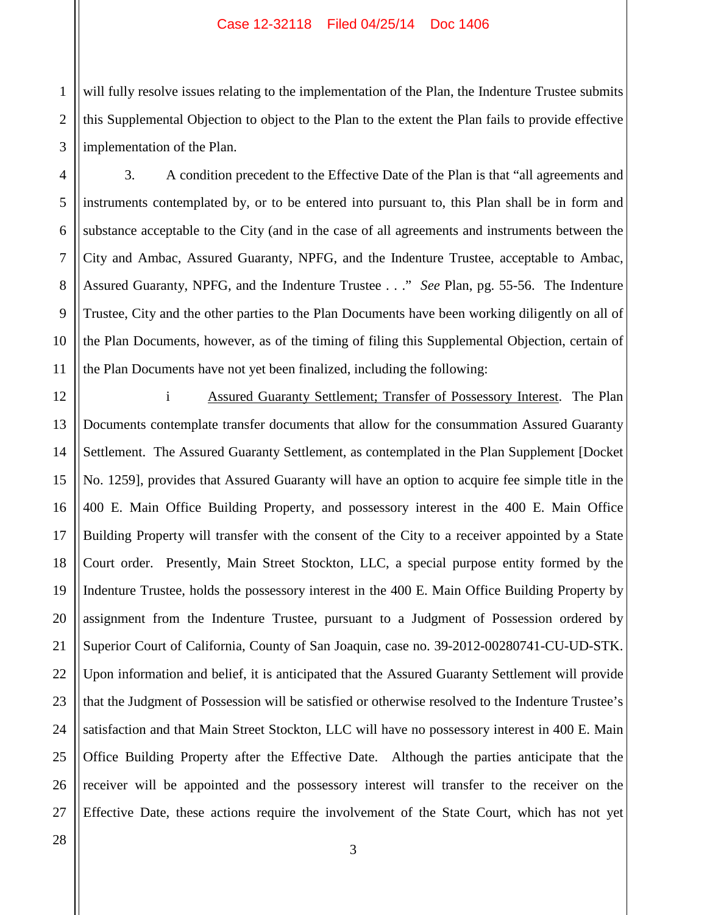will fully resolve issues relating to the implementation of the Plan, the Indenture Trustee submits this Supplemental Objection to object to the Plan to the extent the Plan fails to provide effective implementation of the Plan.

3. A condition precedent to the Effective Date of the Plan is that "all agreements and instruments contemplated by, or to be entered into pursuant to, this Plan shall be in form and substance acceptable to the City (and in the case of all agreements and instruments between the City and Ambac, Assured Guaranty, NPFG, and the Indenture Trustee, acceptable to Ambac, Assured Guaranty, NPFG, and the Indenture Trustee . . ." *See* Plan, pg. 55-56. The Indenture Trustee, City and the other parties to the Plan Documents have been working diligently on all of the Plan Documents, however, as of the timing of filing this Supplemental Objection, certain of the Plan Documents have not yet been finalized, including the following:

i <u>Assured Guaranty Settlement; Transfer of Possessory Interest</u>. The Plan Documents contemplate transfer documents that allow for the consummation Assured Guaranty Settlement. The Assured Guaranty Settlement, as contemplated in the Plan Supplement [Docket No. 1259], provides that Assured Guaranty will have an option to acquire fee simple title in the 400 E. Main Office Building Property, and possessory interest in the 400 E. Main Office Building Property will transfer with the consent of the City to a receiver appointed by a State Court order. Presently, Main Street Stockton, LLC, a special purpose entity formed by the Indenture Trustee, holds the possessory interest in the 400 E. Main Office Building Property by assignment from the Indenture Trustee, pursuant to a Judgment of Possession ordered by Superior Court of California, County of San Joaquin, case no. 39-2012-00280741-CU-UD-STK. Upon information and belief, it is anticipated that the Assured Guaranty Settlement will provide that the Judgment of Possession will be satisfied or otherwise resolved to the Indenture Trustee's satisfaction and that Main Street Stockton, LLC will have no possessory interest in 400 E. Main Office Building Property after the Effective Date. Although the parties anticipate that the receiver will be appointed and the possessory interest will transfer to the receiver on the Effective Date, these actions require the involvement of the State Court, which has not yet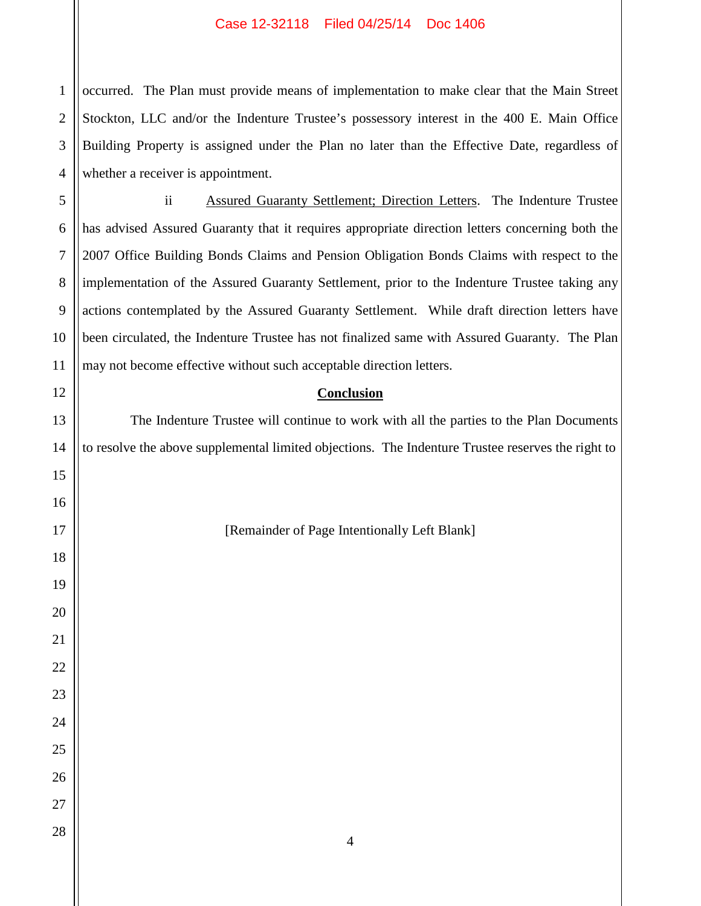occurred. The Plan must provide means of implementation to make clear that the Main Street Stockton, LLC and/or the Indenture Trustee's possessory interest in the 400 E. Main Office Building Property is assigned under the Plan no later than the Effective Date, regardless of whether a receiver is appointment.

ii <u>Assured Guaranty Settlement; Direction Letters</u>. The Indenture Trustee has advised Assured Guaranty that it requires appropriate direction letters concerning both the 2007 Office Building Bonds Claims and Pension Obligation Bonds Claims with respect to the implementation of the Assured Guaranty Settlement, prior to the Indenture Trustee taking any actions contemplated by the Assured Guaranty Settlement. While draft direction letters have been circulated, the Indenture Trustee has not finalized same with Assured Guaranty. The Plan may not become effective without such acceptable direction letters.

## **Conclusion**

The Indenture Trustee will continue to work with all the parties to the Plan Documents to resolve the above supplemental limited objections. The Indenture Trustee reserves the right to

[Remainder of Page Intentionally Left Blank]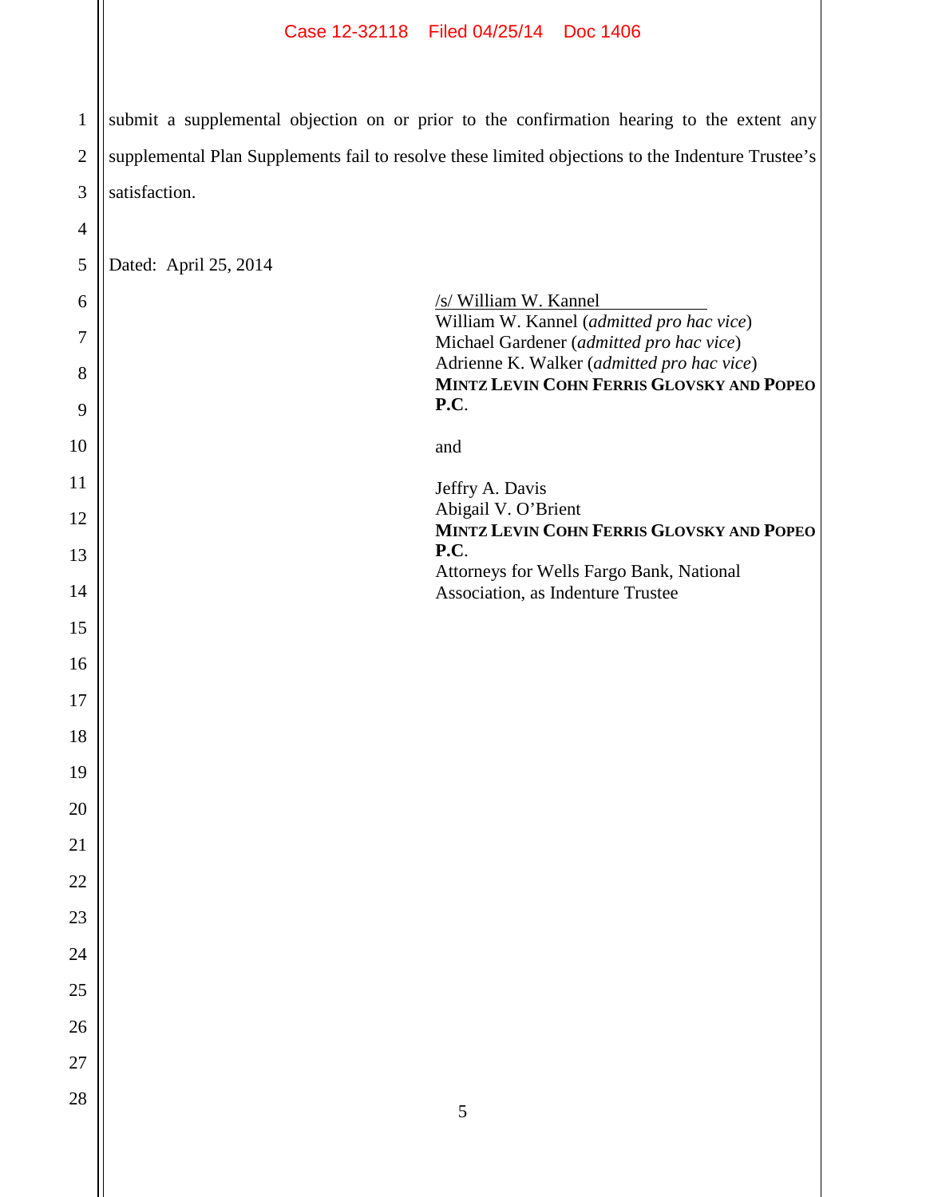submit a supplemental objection on or prior to the confirmation hearing to the extent any supplemental Plan Supplements fail to resolve these limited objections to the Indenture Trustee's satisfaction.

Dated: April 25, 2014

/s/ William W. Kannel
William W. Kannel (*admitted pro hac vice*)
Michael Gardener (*admitted pro hac vice*)
Adrienne K. Walker (*admitted pro hac vice*)
**MINTZ LEVIN COHN FERRIS GLOVSKY AND POPEO P.C.**

and

Jeffry A. Davis
Abigail V. O'Brient
**MINTZ LEVIN COHN FERRIS GLOVSKY AND POPEO P.C.**
Attorneys for Wells Fargo Bank, National Association, as Indenture Trustee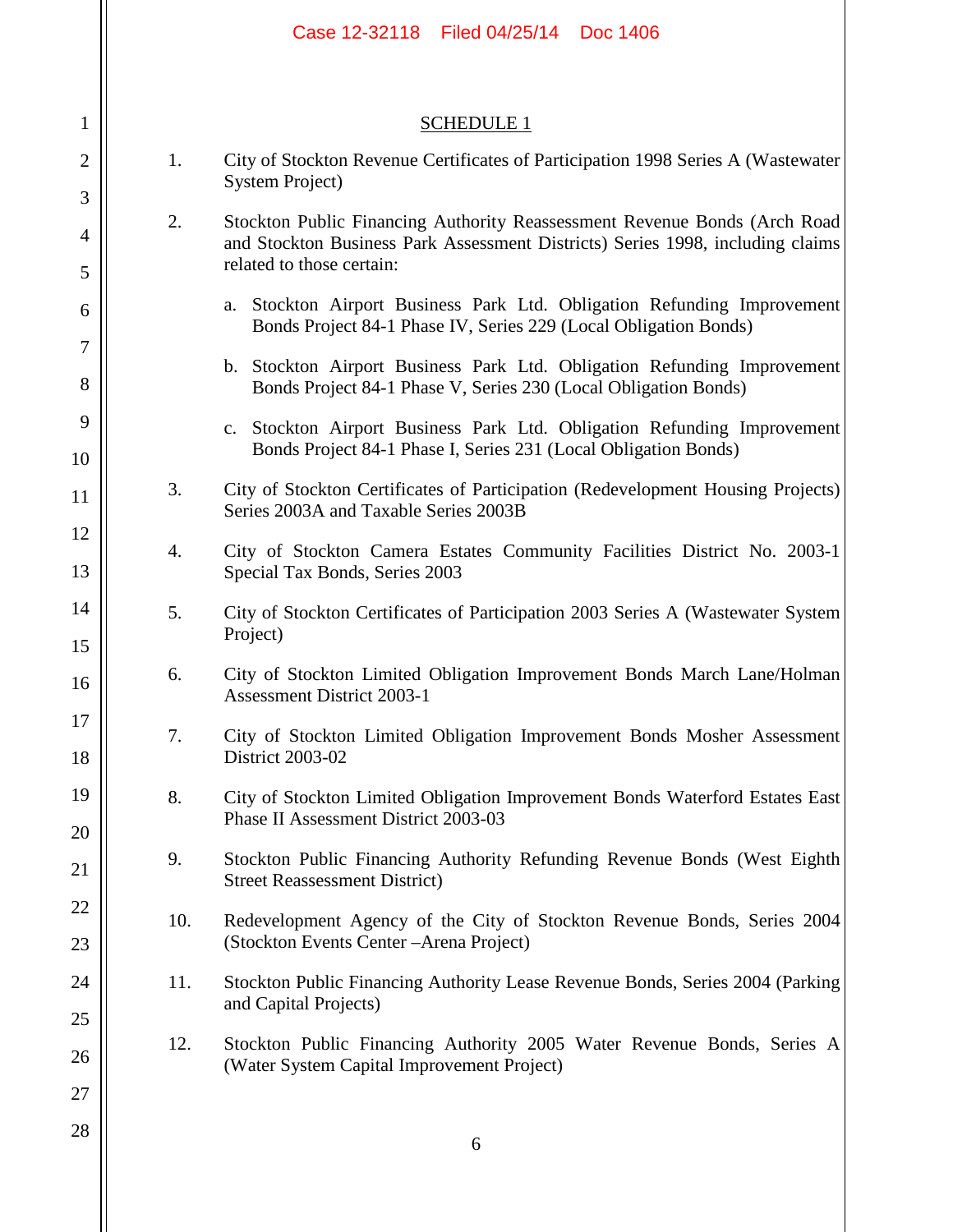SCHEDULE 1

1. City of Stockton Revenue Certificates of Participation 1998 Series A (Wastewater System Project)

2. Stockton Public Financing Authority Reassessment Revenue Bonds (Arch Road and Stockton Business Park Assessment Districts) Series 1998, including claims related to those certain:

   a. Stockton Airport Business Park Ltd. Obligation Refunding Improvement Bonds Project 84-1 Phase IV, Series 229 (Local Obligation Bonds)

   b. Stockton Airport Business Park Ltd. Obligation Refunding Improvement Bonds Project 84-1 Phase V, Series 230 (Local Obligation Bonds)

   c. Stockton Airport Business Park Ltd. Obligation Refunding Improvement Bonds Project 84-1 Phase I, Series 231 (Local Obligation Bonds)

3. City of Stockton Certificates of Participation (Redevelopment Housing Projects) Series 2003A and Taxable Series 2003B

4. City of Stockton Camera Estates Community Facilities District No. 2003-1 Special Tax Bonds, Series 2003

5. City of Stockton Certificates of Participation 2003 Series A (Wastewater System Project)

6. City of Stockton Limited Obligation Improvement Bonds March Lane/Holman Assessment District 2003-1

7. City of Stockton Limited Obligation Improvement Bonds Mosher Assessment District 2003-02

8. City of Stockton Limited Obligation Improvement Bonds Waterford Estates East Phase II Assessment District 2003-03

9. Stockton Public Financing Authority Refunding Revenue Bonds (West Eighth Street Reassessment District)

10. Redevelopment Agency of the City of Stockton Revenue Bonds, Series 2004 (Stockton Events Center –Arena Project)

11. Stockton Public Financing Authority Lease Revenue Bonds, Series 2004 (Parking and Capital Projects)

12. Stockton Public Financing Authority 2005 Water Revenue Bonds, Series A (Water System Capital Improvement Project)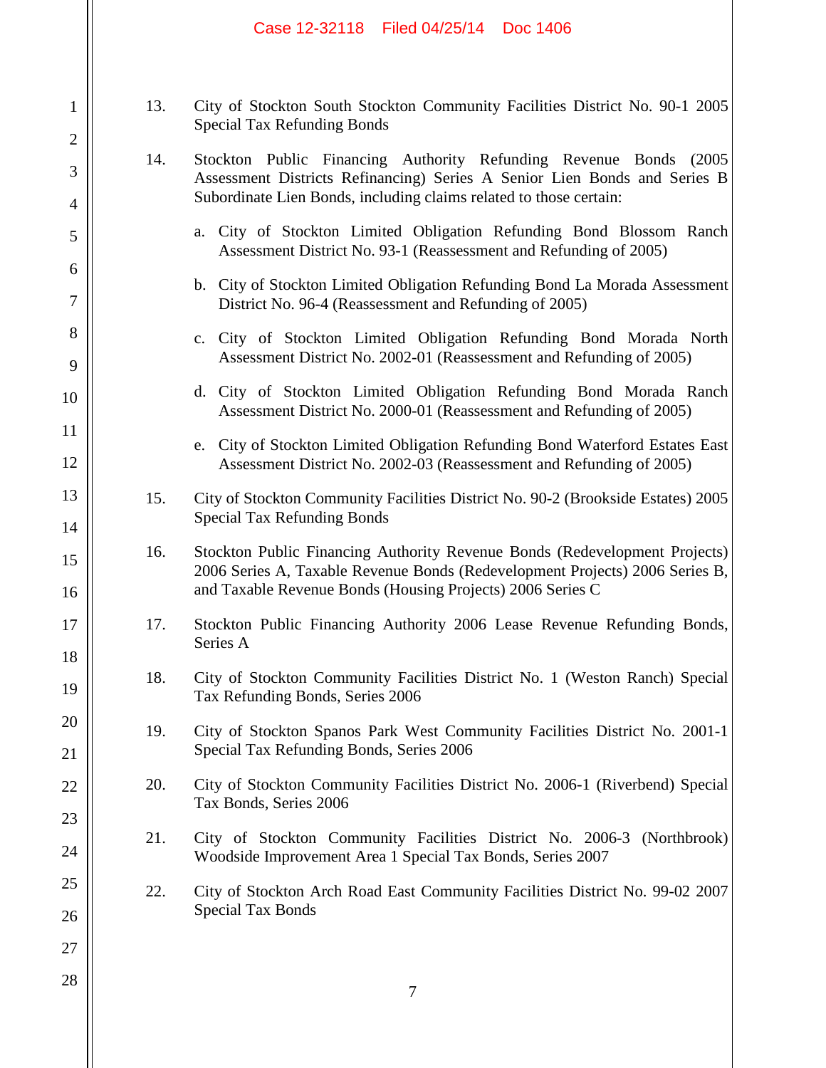13. City of Stockton South Stockton Community Facilities District No. 90-1 2005 Special Tax Refunding Bonds

14. Stockton Public Financing Authority Refunding Revenue Bonds (2005 Assessment Districts Refinancing) Series A Senior Lien Bonds and Series B Subordinate Lien Bonds, including claims related to those certain:

    a. City of Stockton Limited Obligation Refunding Bond Blossom Ranch Assessment District No. 93-1 (Reassessment and Refunding of 2005)

    b. City of Stockton Limited Obligation Refunding Bond La Morada Assessment District No. 96-4 (Reassessment and Refunding of 2005)

    c. City of Stockton Limited Obligation Refunding Bond Morada North Assessment District No. 2002-01 (Reassessment and Refunding of 2005)

    d. City of Stockton Limited Obligation Refunding Bond Morada Ranch Assessment District No. 2000-01 (Reassessment and Refunding of 2005)

    e. City of Stockton Limited Obligation Refunding Bond Waterford Estates East Assessment District No. 2002-03 (Reassessment and Refunding of 2005)

15. City of Stockton Community Facilities District No. 90-2 (Brookside Estates) 2005 Special Tax Refunding Bonds

16. Stockton Public Financing Authority Revenue Bonds (Redevelopment Projects) 2006 Series A, Taxable Revenue Bonds (Redevelopment Projects) 2006 Series B, and Taxable Revenue Bonds (Housing Projects) 2006 Series C

17. Stockton Public Financing Authority 2006 Lease Revenue Refunding Bonds, Series A

18. City of Stockton Community Facilities District No. 1 (Weston Ranch) Special Tax Refunding Bonds, Series 2006

19. City of Stockton Spanos Park West Community Facilities District No. 2001-1 Special Tax Refunding Bonds, Series 2006

20. City of Stockton Community Facilities District No. 2006-1 (Riverbend) Special Tax Bonds, Series 2006

21. City of Stockton Community Facilities District No. 2006-3 (Northbrook) Woodside Improvement Area 1 Special Tax Bonds, Series 2007

22. City of Stockton Arch Road East Community Facilities District No. 99-02 2007 Special Tax Bonds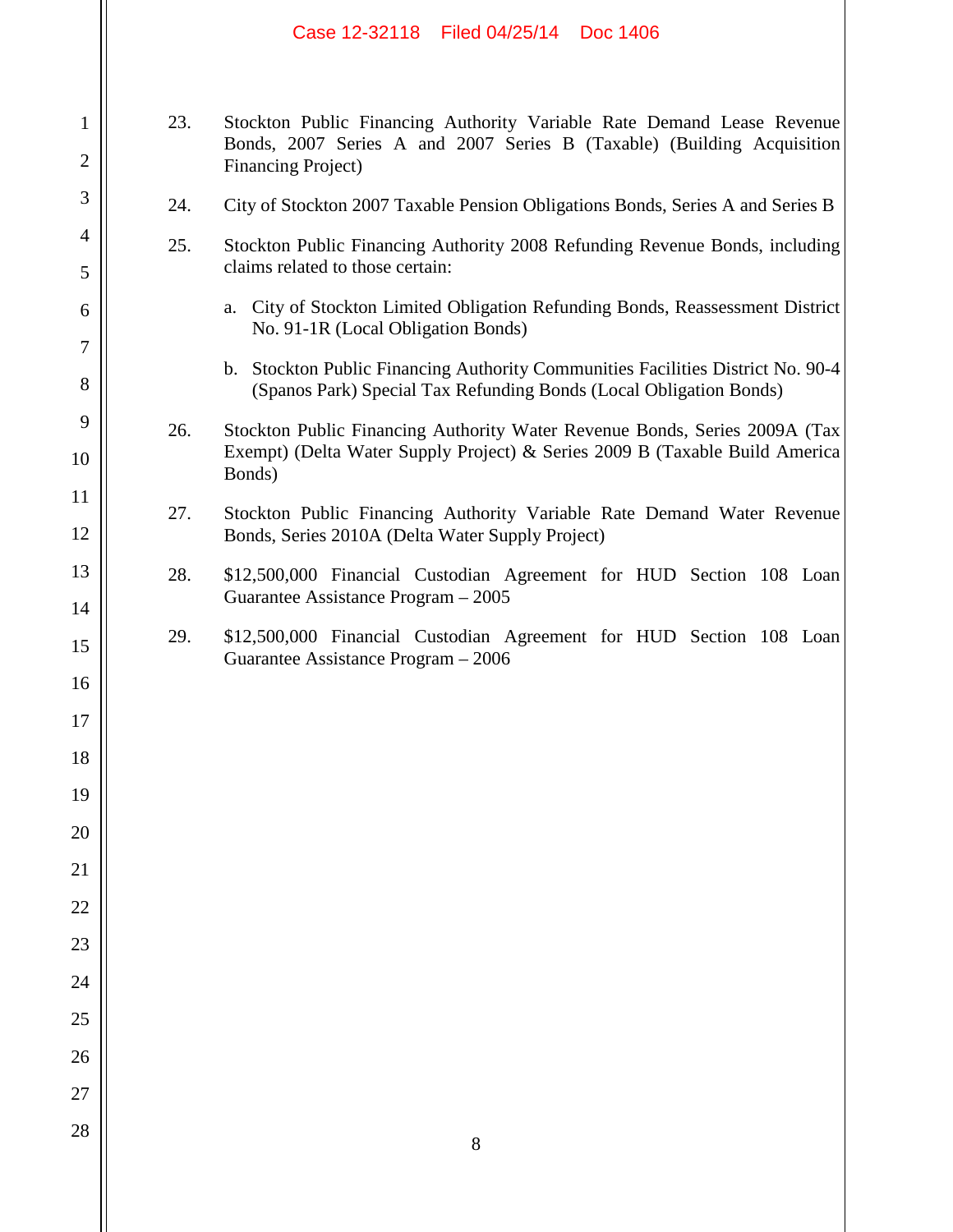23. Stockton Public Financing Authority Variable Rate Demand Lease Revenue Bonds, 2007 Series A and 2007 Series B (Taxable) (Building Acquisition Financing Project)

24. City of Stockton 2007 Taxable Pension Obligations Bonds, Series A and Series B

25. Stockton Public Financing Authority 2008 Refunding Revenue Bonds, including claims related to those certain:

    a. City of Stockton Limited Obligation Refunding Bonds, Reassessment District No. 91-1R (Local Obligation Bonds)

    b. Stockton Public Financing Authority Communities Facilities District No. 90-4 (Spanos Park) Special Tax Refunding Bonds (Local Obligation Bonds)

26. Stockton Public Financing Authority Water Revenue Bonds, Series 2009A (Tax Exempt) (Delta Water Supply Project) & Series 2009 B (Taxable Build America Bonds)

27. Stockton Public Financing Authority Variable Rate Demand Water Revenue Bonds, Series 2010A (Delta Water Supply Project)

28. $12,500,000 Financial Custodian Agreement for HUD Section 108 Loan Guarantee Assistance Program – 2005

29. $12,500,000 Financial Custodian Agreement for HUD Section 108 Loan Guarantee Assistance Program – 2006